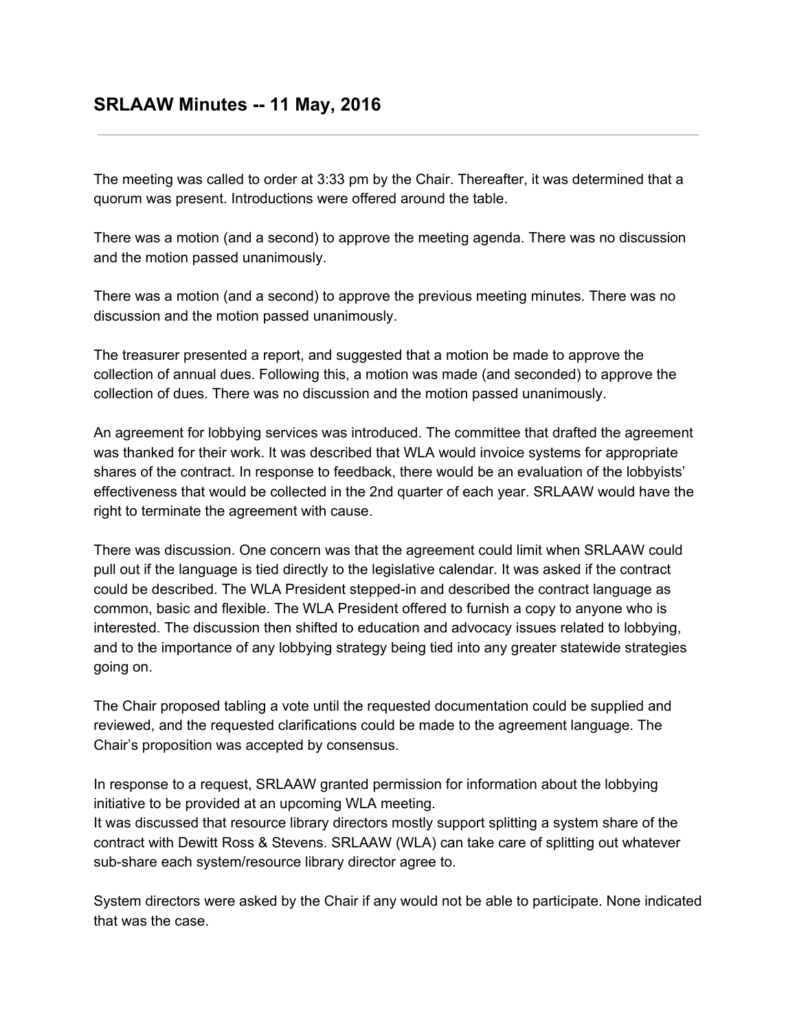## SRLAAW Minutes -- 11 May, 2016

---

The meeting was called to order at 3:33 pm by the Chair. Thereafter, it was determined that a quorum was present. Introductions were offered around the table.

There was a motion (and a second) to approve the meeting agenda. There was no discussion and the motion passed unanimously.

There was a motion (and a second) to approve the previous meeting minutes. There was no discussion and the motion passed unanimously.

The treasurer presented a report, and suggested that a motion be made to approve the collection of annual dues. Following this, a motion was made (and seconded) to approve the collection of dues. There was no discussion and the motion passed unanimously.

An agreement for lobbying services was introduced. The committee that drafted the agreement was thanked for their work. It was described that WLA would invoice systems for appropriate shares of the contract. In response to feedback, there would be an evaluation of the lobbyists' effectiveness that would be collected in the 2nd quarter of each year. SRLAAW would have the right to terminate the agreement with cause.

There was discussion. One concern was that the agreement could limit when SRLAAW could pull out if the language is tied directly to the legislative calendar. It was asked if the contract could be described. The WLA President stepped-in and described the contract language as common, basic and flexible. The WLA President offered to furnish a copy to anyone who is interested. The discussion then shifted to education and advocacy issues related to lobbying, and to the importance of any lobbying strategy being tied into any greater statewide strategies going on.

The Chair proposed tabling a vote until the requested documentation could be supplied and reviewed, and the requested clarifications could be made to the agreement language. The Chair's proposition was accepted by consensus.

In response to a request, SRLAAW granted permission for information about the lobbying initiative to be provided at an upcoming WLA meeting.
It was discussed that resource library directors mostly support splitting a system share of the contract with Dewitt Ross & Stevens. SRLAAW (WLA) can take care of splitting out whatever sub-share each system/resource library director agree to.

System directors were asked by the Chair if any would not be able to participate. None indicated that was the case.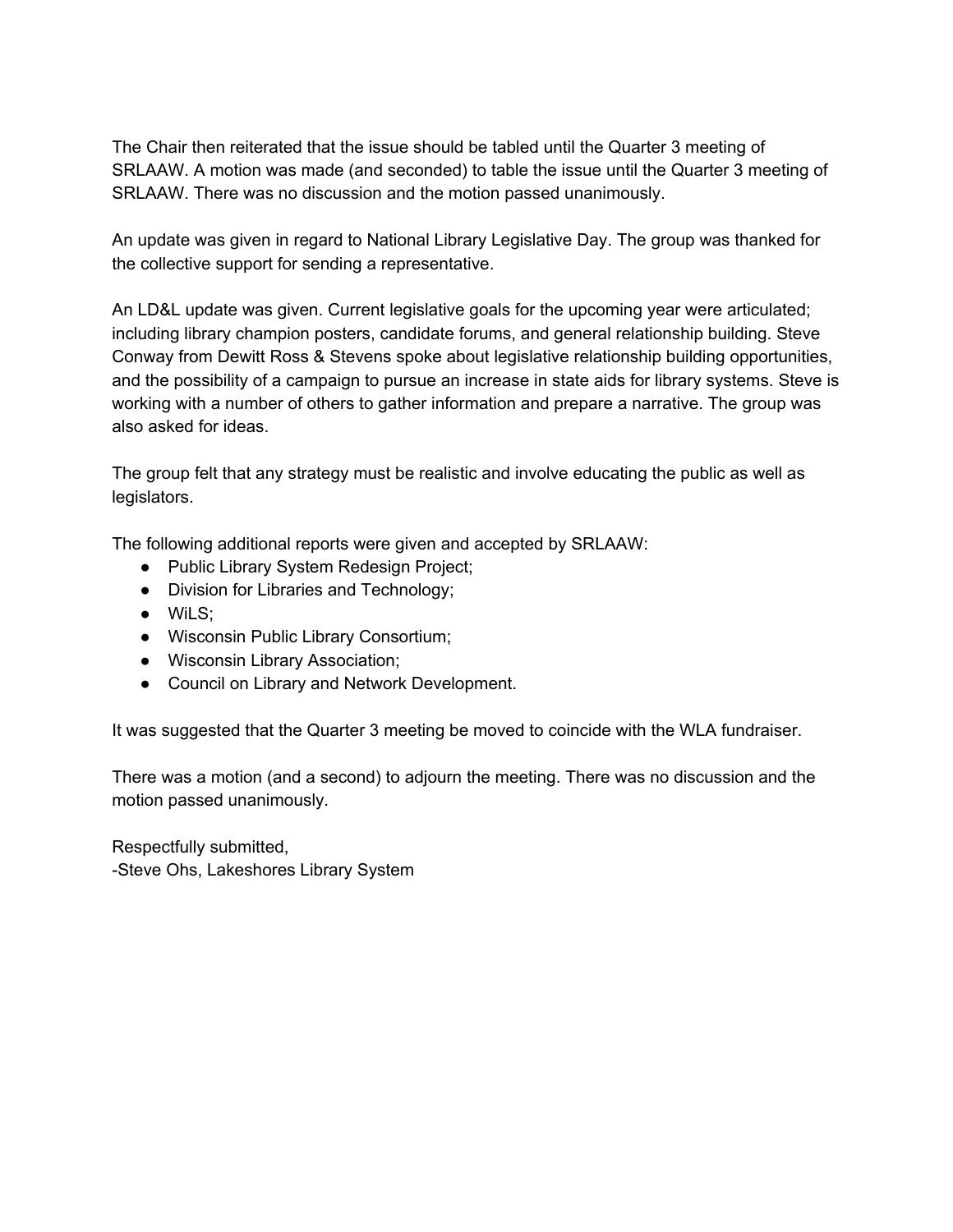The Chair then reiterated that the issue should be tabled until the Quarter 3 meeting of SRLAAW. A motion was made (and seconded) to table the issue until the Quarter 3 meeting of SRLAAW. There was no discussion and the motion passed unanimously.

An update was given in regard to National Library Legislative Day. The group was thanked for the collective support for sending a representative.

An LD&L update was given. Current legislative goals for the upcoming year were articulated; including library champion posters, candidate forums, and general relationship building. Steve Conway from Dewitt Ross & Stevens spoke about legislative relationship building opportunities, and the possibility of a campaign to pursue an increase in state aids for library systems. Steve is working with a number of others to gather information and prepare a narrative. The group was also asked for ideas.

The group felt that any strategy must be realistic and involve educating the public as well as legislators.

The following additional reports were given and accepted by SRLAAW:

- Public Library System Redesign Project;
- Division for Libraries and Technology;
- WiLS;
- Wisconsin Public Library Consortium;
- Wisconsin Library Association;
- Council on Library and Network Development.

It was suggested that the Quarter 3 meeting be moved to coincide with the WLA fundraiser.

There was a motion (and a second) to adjourn the meeting. There was no discussion and the motion passed unanimously.

Respectfully submitted,
-Steve Ohs, Lakeshores Library System